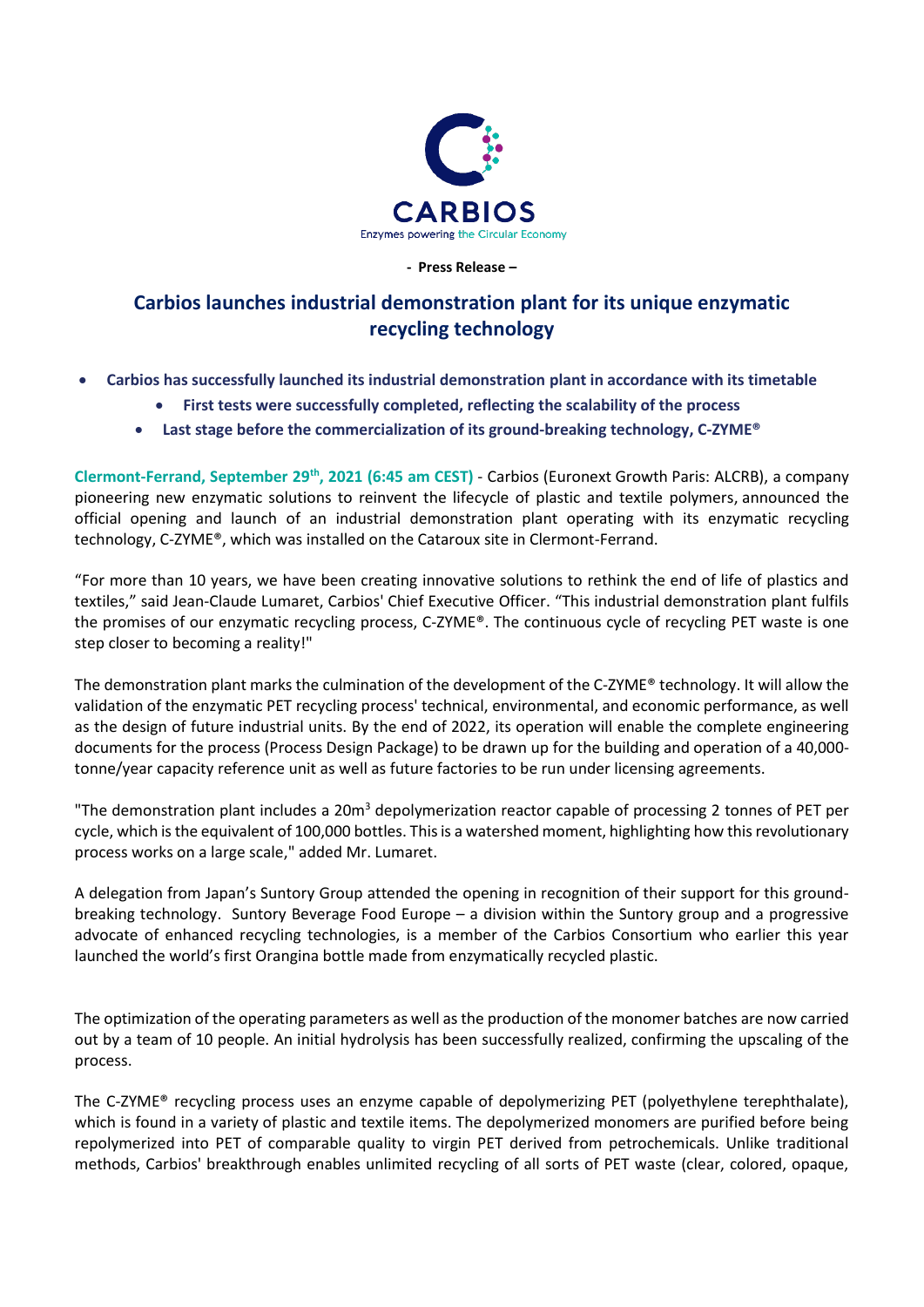CARBIOS

Enzymes powering the Circular Economy

**- Press Release –**

# Carbios launches industrial demonstration plant for its unique enzymatic recycling technology

- **Carbios has successfully launched its industrial demonstration plant in accordance with its timetable**
  - **First tests were successfully completed, reflecting the scalability of the process**
  - **Last stage before the commercialization of its ground-breaking technology, C-ZYME®**

**Clermont-Ferrand, September 29th, 2021 (6:45 am CEST)** - Carbios (Euronext Growth Paris: ALCRB), a company pioneering new enzymatic solutions to reinvent the lifecycle of plastic and textile polymers, announced the official opening and launch of an industrial demonstration plant operating with its enzymatic recycling technology, C-ZYME®, which was installed on the Cataroux site in Clermont-Ferrand.

"For more than 10 years, we have been creating innovative solutions to rethink the end of life of plastics and textiles," said Jean-Claude Lumaret, Carbios' Chief Executive Officer. "This industrial demonstration plant fulfils the promises of our enzymatic recycling process, C-ZYME®. The continuous cycle of recycling PET waste is one step closer to becoming a reality!"

The demonstration plant marks the culmination of the development of the C-ZYME® technology. It will allow the validation of the enzymatic PET recycling process' technical, environmental, and economic performance, as well as the design of future industrial units. By the end of 2022, its operation will enable the complete engineering documents for the process (Process Design Package) to be drawn up for the building and operation of a 40,000-tonne/year capacity reference unit as well as future factories to be run under licensing agreements.

"The demonstration plant includes a 20m$^3$ depolymerization reactor capable of processing 2 tonnes of PET per cycle, which is the equivalent of 100,000 bottles. This is a watershed moment, highlighting how this revolutionary process works on a large scale," added Mr. Lumaret.

A delegation from Japan's Suntory Group attended the opening in recognition of their support for this ground-breaking technology. Suntory Beverage Food Europe – a division within the Suntory group and a progressive advocate of enhanced recycling technologies, is a member of the Carbios Consortium who earlier this year launched the world's first Orangina bottle made from enzymatically recycled plastic.

The optimization of the operating parameters as well as the production of the monomer batches are now carried out by a team of 10 people. An initial hydrolysis has been successfully realized, confirming the upscaling of the process.

The C-ZYME® recycling process uses an enzyme capable of depolymerizing PET (polyethylene terephthalate), which is found in a variety of plastic and textile items. The depolymerized monomers are purified before being repolymerized into PET of comparable quality to virgin PET derived from petrochemicals. Unlike traditional methods, Carbios' breakthrough enables unlimited recycling of all sorts of PET waste (clear, colored, opaque,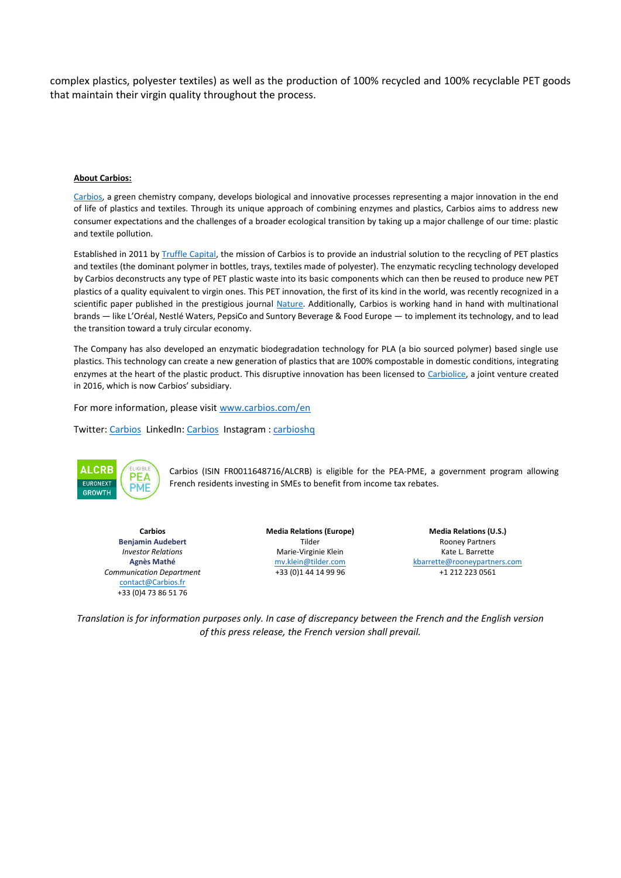complex plastics, polyester textiles) as well as the production of 100% recycled and 100% recyclable PET goods that maintain their virgin quality throughout the process.

**About Carbios:**

Carbios, a green chemistry company, develops biological and innovative processes representing a major innovation in the end of life of plastics and textiles. Through its unique approach of combining enzymes and plastics, Carbios aims to address new consumer expectations and the challenges of a broader ecological transition by taking up a major challenge of our time: plastic and textile pollution.

Established in 2011 by Truffle Capital, the mission of Carbios is to provide an industrial solution to the recycling of PET plastics and textiles (the dominant polymer in bottles, trays, textiles made of polyester). The enzymatic recycling technology developed by Carbios deconstructs any type of PET plastic waste into its basic components which can then be reused to produce new PET plastics of a quality equivalent to virgin ones. This PET innovation, the first of its kind in the world, was recently recognized in a scientific paper published in the prestigious journal Nature. Additionally, Carbios is working hand in hand with multinational brands — like L'Oréal, Nestlé Waters, PepsiCo and Suntory Beverage & Food Europe — to implement its technology, and to lead the transition toward a truly circular economy.

The Company has also developed an enzymatic biodegradation technology for PLA (a bio sourced polymer) based single use plastics. This technology can create a new generation of plastics that are 100% compostable in domestic conditions, integrating enzymes at the heart of the plastic product. This disruptive innovation has been licensed to Carbiolice, a joint venture created in 2016, which is now Carbios' subsidiary.

For more information, please visit www.carbios.com/en

Twitter: Carbios LinkedIn: Carbios Instagram : carbioshq

ALCRB EURONEXT GROWTH — ELIGIBLE PEA PME

Carbios (ISIN FR0011648716/ALCRB) is eligible for the PEA-PME, a government program allowing French residents investing in SMEs to benefit from income tax rebates.

**Carbios**
**Benjamin Audebert**
*Investor Relations*
**Agnès Mathé**
*Communication Department*
contact@Carbios.fr
+33 (0)4 73 86 51 76

**Media Relations (Europe)**
Tilder
Marie-Virginie Klein
mv.klein@tilder.com
+33 (0)1 44 14 99 96

**Media Relations (U.S.)**
Rooney Partners
Kate L. Barrette
kbarrette@rooneypartners.com
+1 212 223 0561

*Translation is for information purposes only. In case of discrepancy between the French and the English version of this press release, the French version shall prevail.*